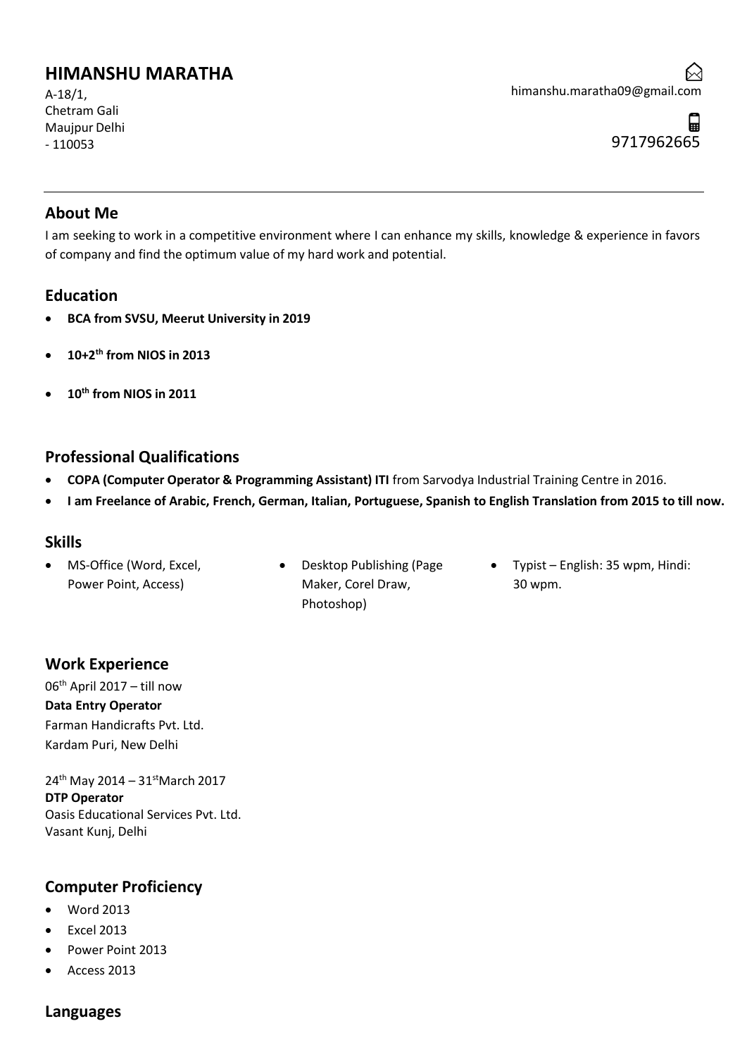# HIMANSHU MARATHA

A-18/1,
Chetram Gali
Maujpur Delhi
- 110053

himanshu.maratha09@gmail.com

9717962665

---

## About Me

I am seeking to work in a competitive environment where I can enhance my skills, knowledge & experience in favors of company and find the optimum value of my hard work and potential.

## Education

- **BCA from SVSU, Meerut University in 2019**
- **10+2th from NIOS in 2013**
- **10th from NIOS in 2011**

## Professional Qualifications

- **COPA (Computer Operator & Programming Assistant) ITI** from Sarvodya Industrial Training Centre in 2016.
- **I am Freelance of Arabic, French, German, Italian, Portuguese, Spanish to English Translation from 2015 to till now.**

## Skills

- MS-Office (Word, Excel, Power Point, Access)
- Desktop Publishing (Page Maker, Corel Draw, Photoshop)
- Typist – English: 35 wpm, Hindi: 30 wpm.

## Work Experience

06th April 2017 – till now
**Data Entry Operator**
Farman Handicrafts Pvt. Ltd.
Kardam Puri, New Delhi

24th May 2014 – 31stMarch 2017
**DTP Operator**
Oasis Educational Services Pvt. Ltd.
Vasant Kunj, Delhi

## Computer Proficiency

- Word 2013
- Excel 2013
- Power Point 2013
- Access 2013

## Languages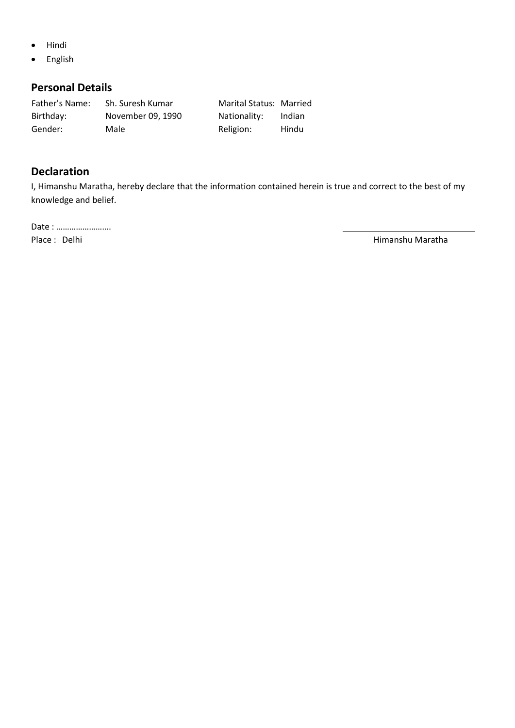- Hindi
- English

## Personal Details

| | | | |
|---|---|---|---|
| Father's Name: | Sh. Suresh Kumar | Marital Status: | Married |
| Birthday: | November 09, 1990 | Nationality: | Indian |
| Gender: | Male | Religion: | Hindu |

## Declaration

I, Himanshu Maratha, hereby declare that the information contained herein is true and correct to the best of my knowledge and belief.

Date : …………………….

Place : Delhi

Himanshu Maratha